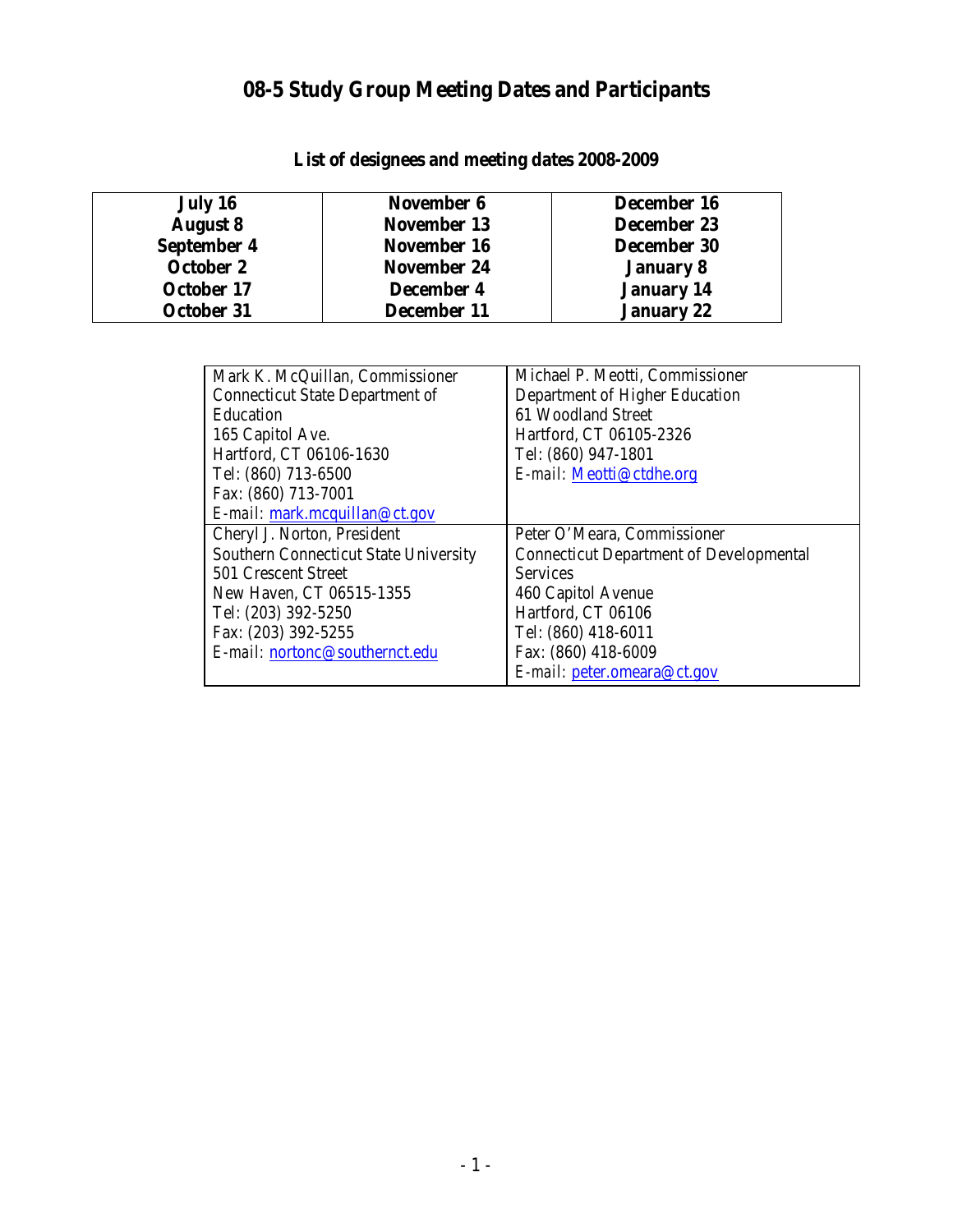# 08-5 Study Group Meeting Dates and Participants

## List of designees and meeting dates 2008-2009

| | | |
|---|---|---|
| **July 16** | **November 6** | **December 16** |
| **August 8** | **November 13** | **December 23** |
| **September 4** | **November 16** | **December 30** |
| **October 2** | **November 24** | **January 8** |
| **October 17** | **December 4** | **January 14** |
| **October 31** | **December 11** | **January 22** |

| | |
|---|---|
| Mark K. McQuillan, Commissioner<br>Connecticut State Department of Education<br>165 Capitol Ave.<br>Hartford, CT 06106-1630<br>Tel: (860) 713-6500<br>Fax: (860) 713-7001<br>*E-mail:* mark.mcquillan@ct.gov | Michael P. Meotti, Commissioner<br>Department of Higher Education<br>61 Woodland Street<br>Hartford, CT 06105-2326<br>Tel: (860) 947-1801<br>*E-mail:* Meotti@ctdhe.org |
| Cheryl J. Norton, President<br>Southern Connecticut State University<br>501 Crescent Street<br>New Haven, CT 06515-1355<br>Tel: (203) 392-5250<br>Fax: (203) 392-5255<br>*E-mail:* nortonc@southernct.edu | Peter O'Meara, Commissioner<br>Connecticut Department of Developmental Services<br>460 Capitol Avenue<br>Hartford, CT 06106<br>Tel: (860) 418-6011<br>Fax: (860) 418-6009<br>*E-mail:* peter.omeara@ct.gov |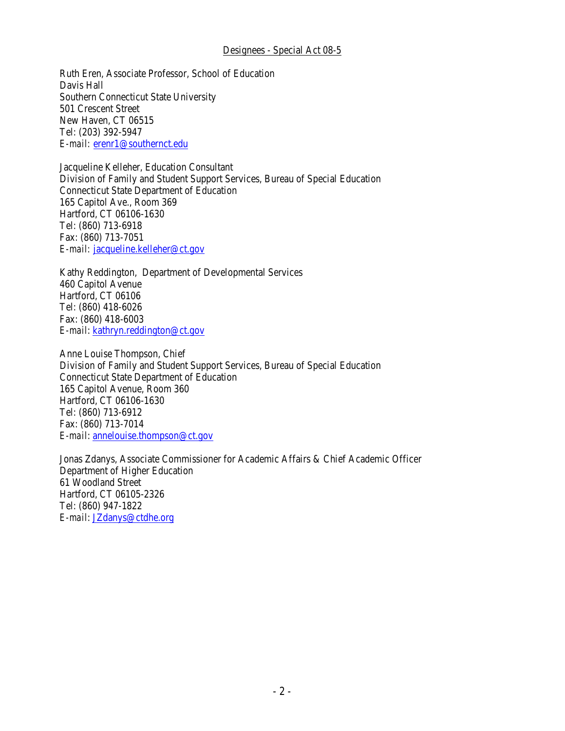## Designees - Special Act 08-5

Ruth Eren, Associate Professor, School of Education
Davis Hall
Southern Connecticut State University
501 Crescent Street
New Haven, CT 06515
Tel: (203) 392-5947
*E-mail:* erenr1@southernct.edu

Jacqueline Kelleher, Education Consultant
Division of Family and Student Support Services, Bureau of Special Education
Connecticut State Department of Education
165 Capitol Ave., Room 369
Hartford, CT 06106-1630
Tel: (860) 713-6918
Fax: (860) 713-7051
*E-mail:* jacqueline.kelleher@ct.gov

Kathy Reddington, Department of Developmental Services
460 Capitol Avenue
Hartford, CT 06106
Tel: (860) 418-6026
Fax: (860) 418-6003
*E-mail:* kathryn.reddington@ct.gov

Anne Louise Thompson, Chief
Division of Family and Student Support Services, Bureau of Special Education
Connecticut State Department of Education
165 Capitol Avenue, Room 360
Hartford, CT 06106-1630
Tel: (860) 713-6912
Fax: (860) 713-7014
*E-mail:* annelouise.thompson@ct.gov

Jonas Zdanys, Associate Commissioner for Academic Affairs & Chief Academic Officer
Department of Higher Education
61 Woodland Street
Hartford, CT 06105-2326
Tel: (860) 947-1822
*E-mail:* JZdanys@ctdhe.org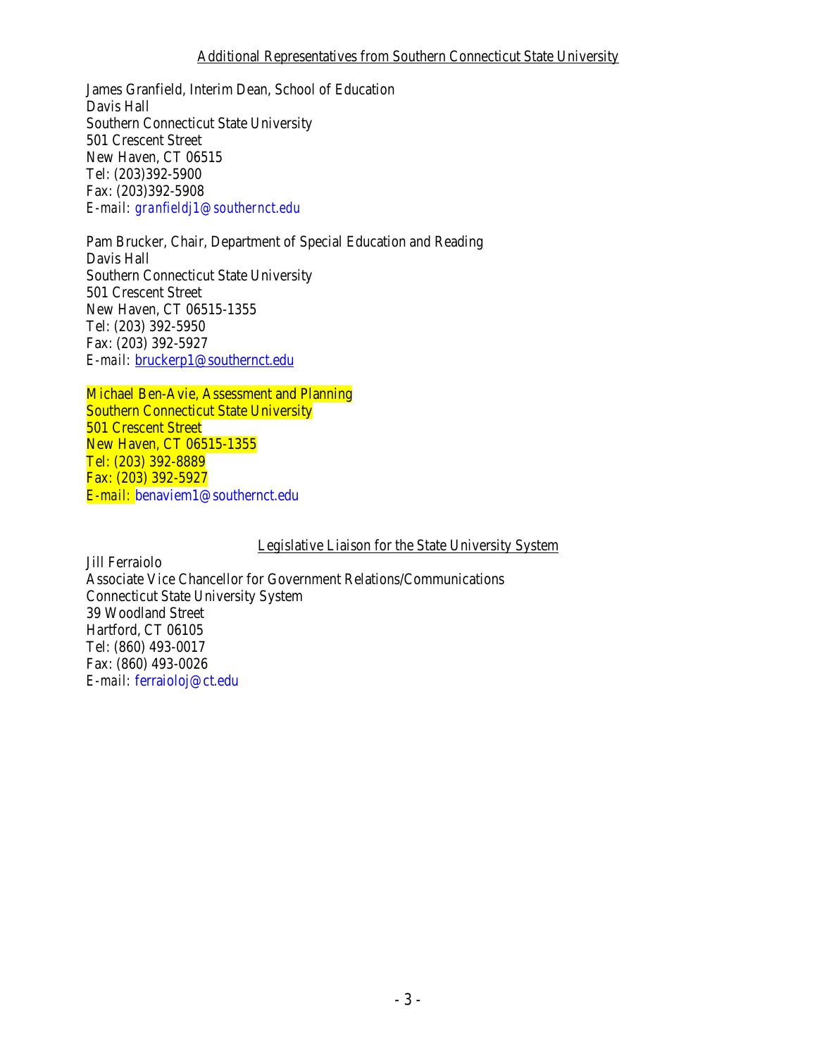## Additional Representatives from Southern Connecticut State University

James Granfield, Interim Dean, School of Education
Davis Hall
Southern Connecticut State University
501 Crescent Street
New Haven, CT 06515
Tel: (203)392-5900
Fax: (203)392-5908
*E-mail: granfieldj1@southernct.edu*

Pam Brucker, Chair, Department of Special Education and Reading
Davis Hall
Southern Connecticut State University
501 Crescent Street
New Haven, CT 06515-1355
Tel: (203) 392-5950
Fax: (203) 392-5927
*E-mail:* bruckerp1@southernct.edu

Michael Ben-Avie, Assessment and Planning
Southern Connecticut State University
501 Crescent Street
New Haven, CT 06515-1355
Tel: (203) 392-8889
Fax: (203) 392-5927
*E-mail:* benaviem1@southernct.edu

## Legislative Liaison for the State University System

Jill Ferraiolo
Associate Vice Chancellor for Government Relations/Communications
Connecticut State University System
39 Woodland Street
Hartford, CT 06105
Tel: (860) 493-0017
Fax: (860) 493-0026
*E-mail:* ferraioloj@ct.edu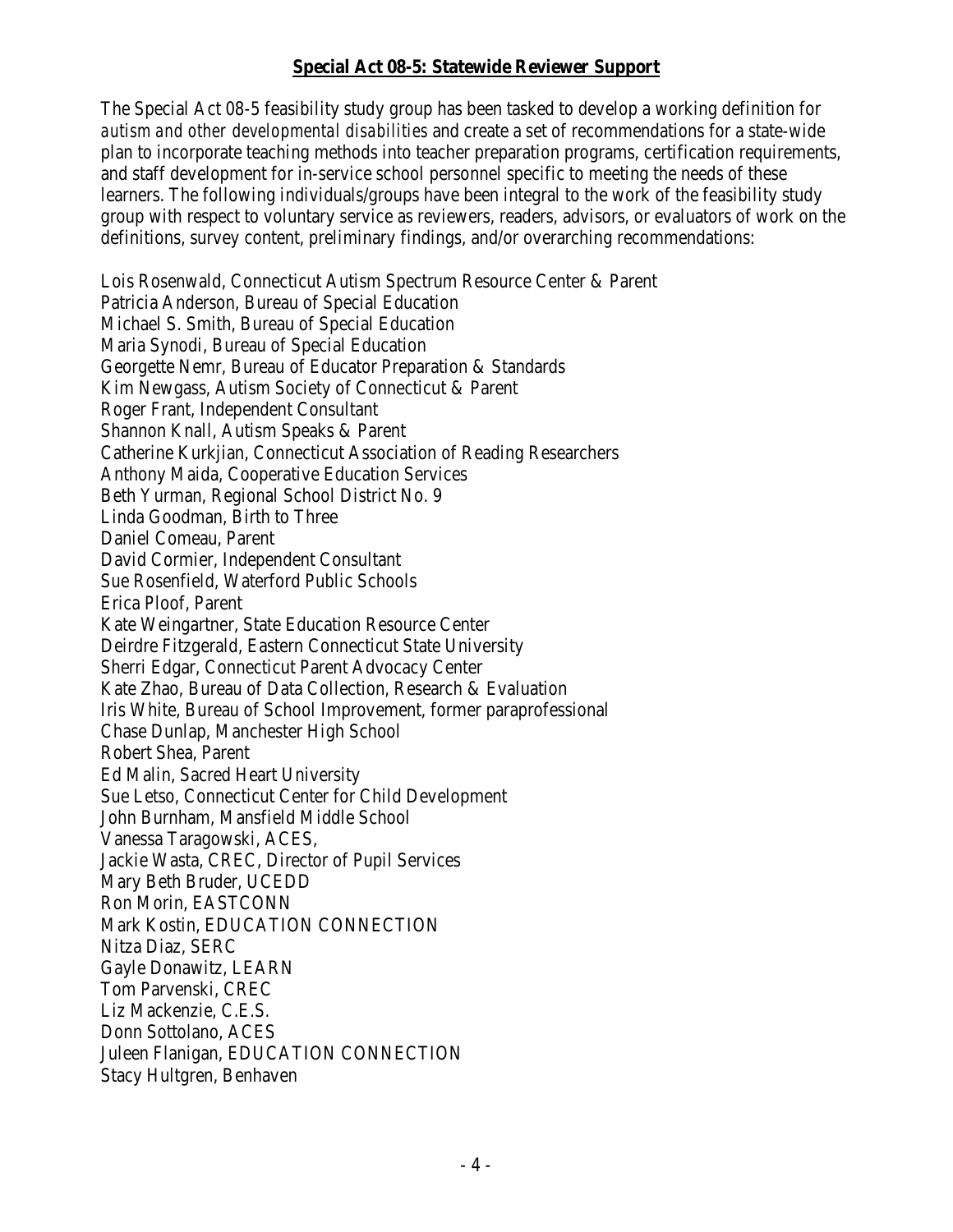## Special Act 08-5: Statewide Reviewer Support

The Special Act 08-5 feasibility study group has been tasked to develop a working definition for *autism and other developmental disabilities* and create a set of recommendations for a state-wide plan to incorporate teaching methods into teacher preparation programs, certification requirements, and staff development for in-service school personnel specific to meeting the needs of these learners. The following individuals/groups have been integral to the work of the feasibility study group with respect to voluntary service as reviewers, readers, advisors, or evaluators of work on the definitions, survey content, preliminary findings, and/or overarching recommendations:

Lois Rosenwald, Connecticut Autism Spectrum Resource Center & Parent
Patricia Anderson, Bureau of Special Education
Michael S. Smith, Bureau of Special Education
Maria Synodi, Bureau of Special Education
Georgette Nemr, Bureau of Educator Preparation & Standards
Kim Newgass, Autism Society of Connecticut & Parent
Roger Frant, Independent Consultant
Shannon Knall, Autism Speaks & Parent
Catherine Kurkjian, Connecticut Association of Reading Researchers
Anthony Maida, Cooperative Education Services
Beth Yurman, Regional School District No. 9
Linda Goodman, Birth to Three
Daniel Comeau, Parent
David Cormier, Independent Consultant
Sue Rosenfield, Waterford Public Schools
Erica Ploof, Parent
Kate Weingartner, State Education Resource Center
Deirdre Fitzgerald, Eastern Connecticut State University
Sherri Edgar, Connecticut Parent Advocacy Center
Kate Zhao, Bureau of Data Collection, Research & Evaluation
Iris White, Bureau of School Improvement, former paraprofessional
Chase Dunlap, Manchester High School
Robert Shea, Parent
Ed Malin, Sacred Heart University
Sue Letso, Connecticut Center for Child Development
John Burnham, Mansfield Middle School
Vanessa Taragowski, ACES,
Jackie Wasta, CREC, Director of Pupil Services
Mary Beth Bruder, UCEDD
Ron Morin, EASTCONN
Mark Kostin, EDUCATION CONNECTION
Nitza Diaz, SERC
Gayle Donawitz, LEARN
Tom Parvenski, CREC
Liz Mackenzie, C.E.S.
Donn Sottolano, ACES
Juleen Flanigan, EDUCATION CONNECTION
Stacy Hultgren, Benhaven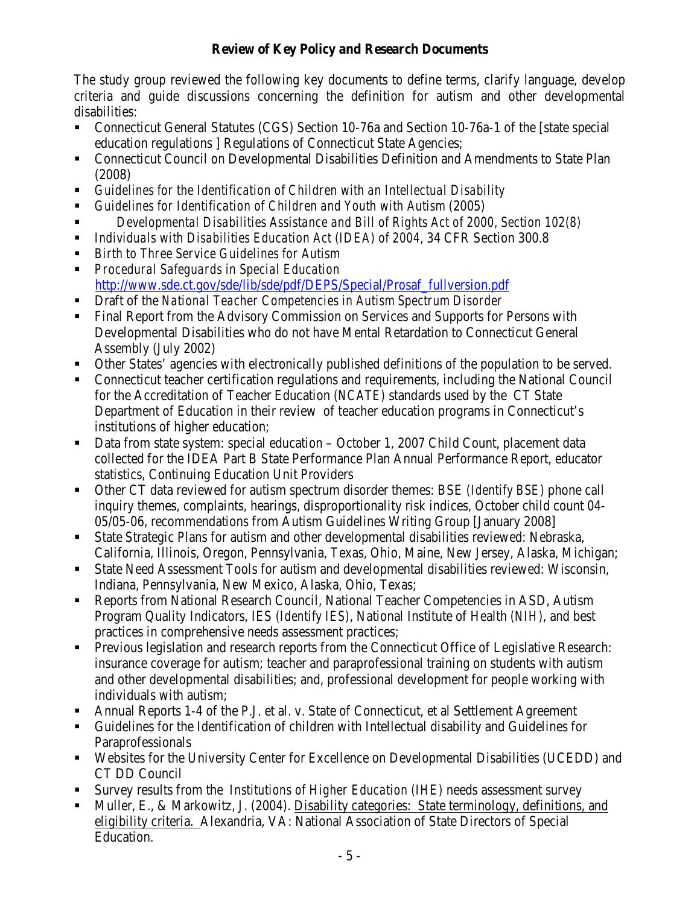**Review of Key Policy and Research Documents**

The study group reviewed the following key documents to define terms, clarify language, develop criteria and guide discussions concerning the definition for autism and other developmental disabilities:

- Connecticut General Statutes (CGS) Section 10-76a and Section 10-76a-1 of the [state special education regulations ] Regulations of Connecticut State Agencies;
- Connecticut Council on Developmental Disabilities Definition and Amendments to State Plan (2008)
- *Guidelines for the Identification of Children with an Intellectual Disability*
- *Guidelines for Identification of Children and Youth with Autism* (2005)
- *Developmental Disabilities Assistance and Bill of Rights Act of 2000, Section 102(8)*
- *Individuals with Disabilities Education Act* (IDEA) of 2004, 34 CFR Section 300.8
- *Birth to Three Service Guidelines for Autism*
- *Procedural Safeguards in Special Education* http://www.sde.ct.gov/sde/lib/sde/pdf/DEPS/Special/Prosaf_fullversion.pdf
- Draft of the *National Teacher Competencies in Autism Spectrum Disorder*
- Final Report from the Advisory Commission on Services and Supports for Persons with Developmental Disabilities who do not have Mental Retardation to Connecticut General Assembly (July 2002)
- Other States' agencies with electronically published definitions of the population to be served.
- Connecticut teacher certification regulations and requirements, including the National Council for the Accreditation of Teacher Education (*NCATE*) standards used by the CT State Department of Education in their review of teacher education programs in Connecticut's institutions of higher education;
- Data from state system: special education – October 1, 2007 Child Count, placement data collected for the IDEA Part B State Performance Plan Annual Performance Report, educator statistics, Continuing Education Unit Providers
- Other CT data reviewed for autism spectrum disorder themes: BSE (*Identify BSE*) phone call inquiry themes, complaints, hearings, disproportionality risk indices, October child count 04-05/05-06, recommendations from Autism Guidelines Writing Group [January 2008]
- State Strategic Plans for autism and other developmental disabilities reviewed: Nebraska, California, Illinois, Oregon, Pennsylvania, Texas, Ohio, Maine, New Jersey, Alaska, Michigan;
- State Need Assessment Tools for autism and developmental disabilities reviewed: Wisconsin, Indiana, Pennsylvania, New Mexico, Alaska, Ohio, Texas;
- Reports from National Research Council, National Teacher Competencies in ASD, Autism Program Quality Indicators, IES (*Identify IES*), National Institute of Health (*NIH*), and best practices in comprehensive needs assessment practices;
- Previous legislation and research reports from the Connecticut Office of Legislative Research: insurance coverage for autism; teacher and paraprofessional training on students with autism and other developmental disabilities; and, professional development for people working with individuals with autism;
- Annual Reports 1-4 of the P.J. et al. v. State of Connecticut, et al Settlement Agreement
- Guidelines for the Identification of children with Intellectual disability and Guidelines for Paraprofessionals
- Websites for the University Center for Excellence on Developmental Disabilities (UCEDD) and CT DD Council
- Survey results from the *Institutions of Higher Education (IHE)* needs assessment survey
- Muller, E., & Markowitz, J. (2004). Disability categories: State terminology, definitions, and eligibility criteria. Alexandria, VA: National Association of State Directors of Special Education.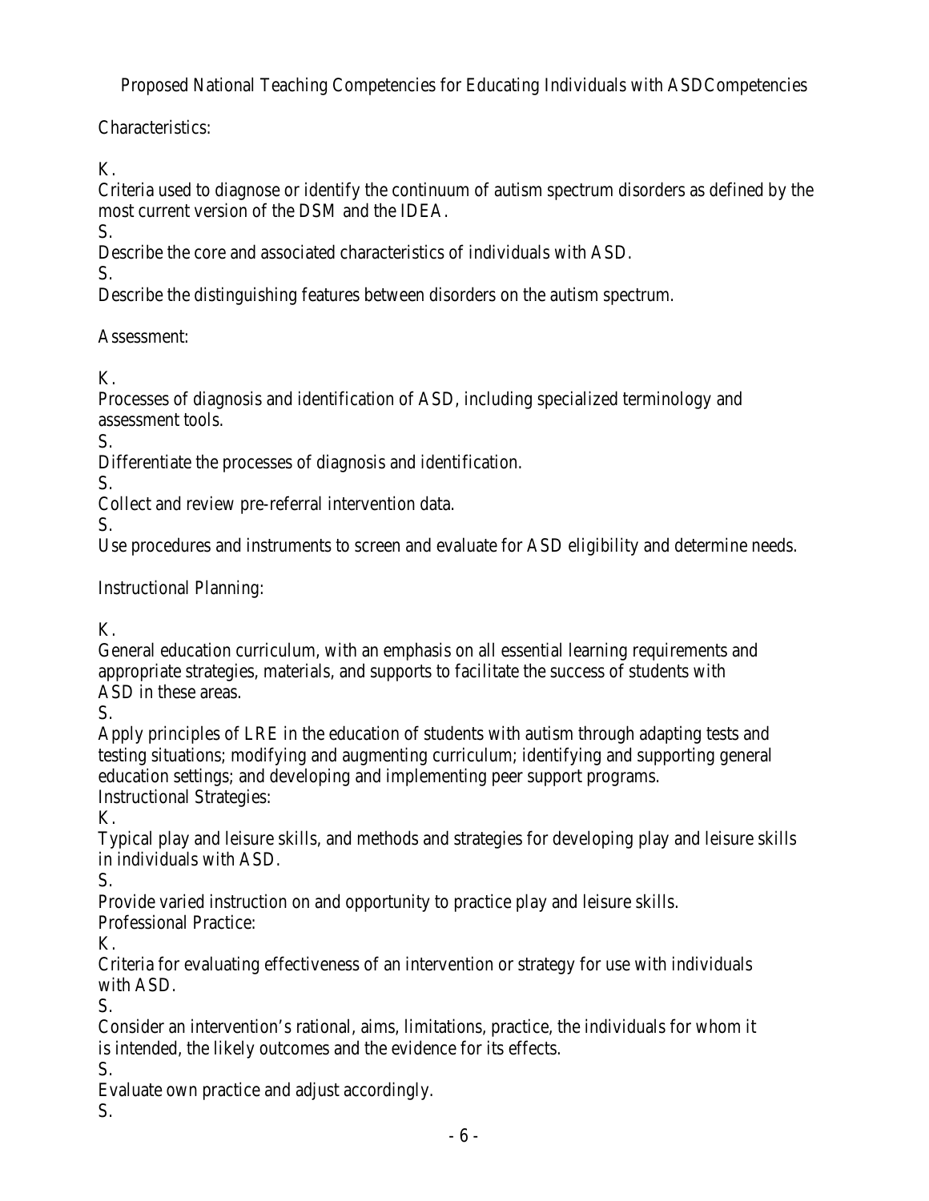Proposed National Teaching Competencies for Educating Individuals with ASDCompetencies

Characteristics:

K.
Criteria used to diagnose or identify the continuum of autism spectrum disorders as defined by the most current version of the DSM and the IDEA.
S.
Describe the core and associated characteristics of individuals with ASD.
S.
Describe the distinguishing features between disorders on the autism spectrum.

Assessment:

K.
Processes of diagnosis and identification of ASD, including specialized terminology and assessment tools.
S.
Differentiate the processes of diagnosis and identification.
S.
Collect and review pre-referral intervention data.
S.
Use procedures and instruments to screen and evaluate for ASD eligibility and determine needs.

Instructional Planning:

K.
General education curriculum, with an emphasis on all essential learning requirements and appropriate strategies, materials, and supports to facilitate the success of students with ASD in these areas.
S.
Apply principles of LRE in the education of students with autism through adapting tests and testing situations; modifying and augmenting curriculum; identifying and supporting general education settings; and developing and implementing peer support programs.
Instructional Strategies:
K.
Typical play and leisure skills, and methods and strategies for developing play and leisure skills in individuals with ASD.
S.
Provide varied instruction on and opportunity to practice play and leisure skills.
Professional Practice:
K.
Criteria for evaluating effectiveness of an intervention or strategy for use with individuals with ASD.
S.
Consider an intervention's rational, aims, limitations, practice, the individuals for whom it is intended, the likely outcomes and the evidence for its effects.
S.
Evaluate own practice and adjust accordingly.
S.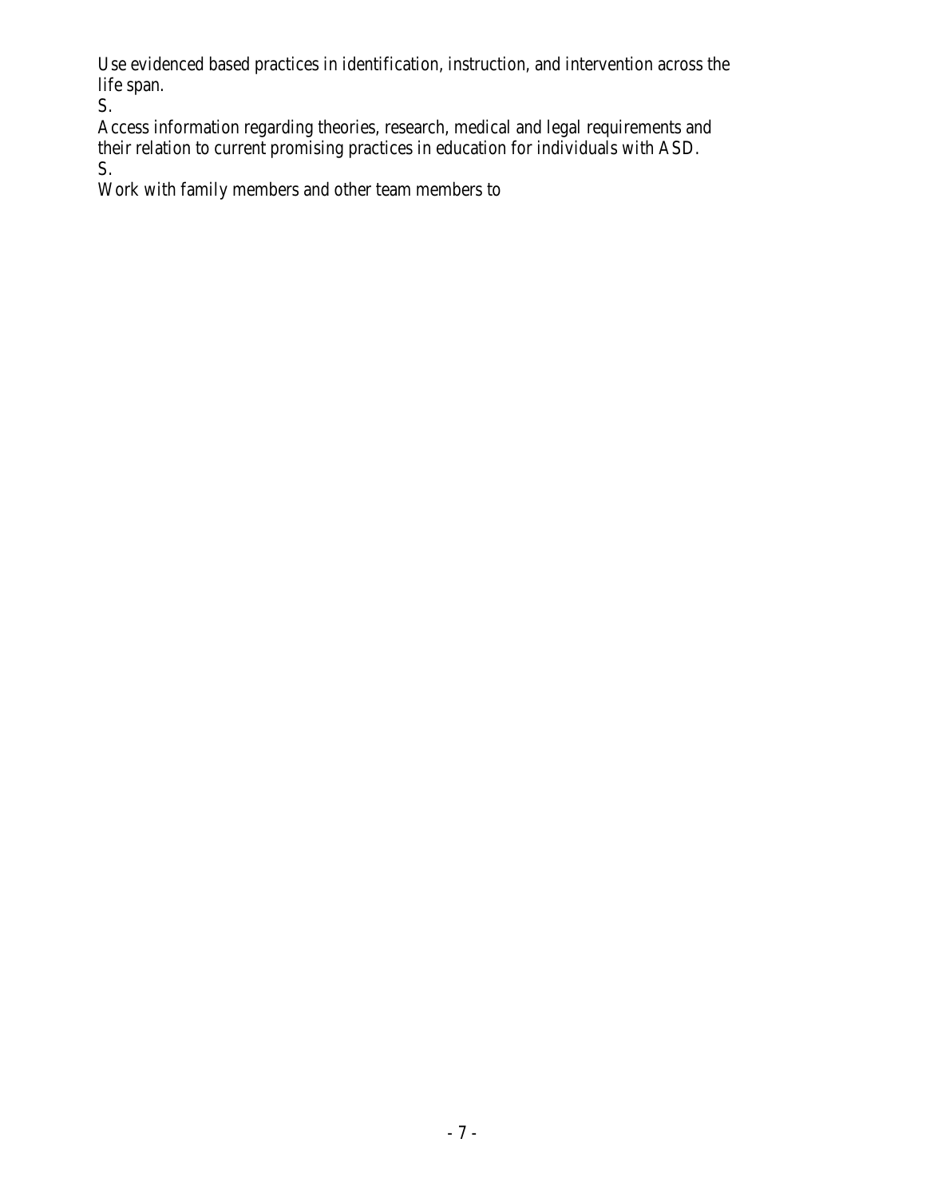Use evidenced based practices in identification, instruction, and intervention across the life span.

S.

Access information regarding theories, research, medical and legal requirements and their relation to current promising practices in education for individuals with ASD.

S.

Work with family members and other team members to